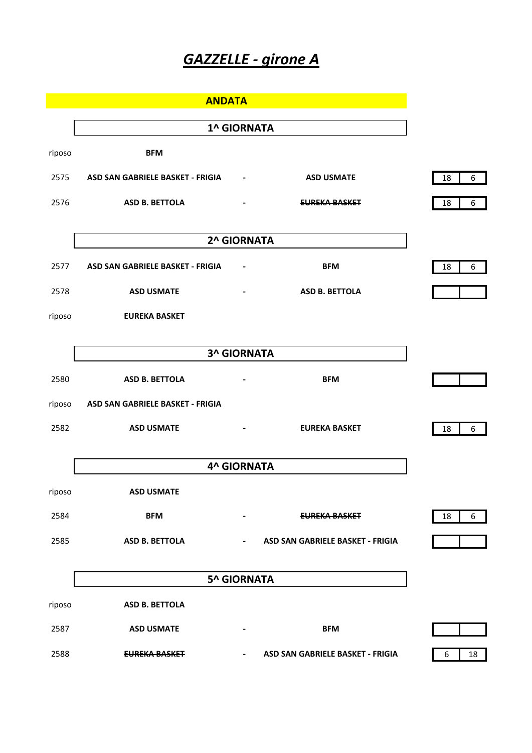# *GAZZELLE - girone A*

## ANDATA

### 1^ GIORNATA

| | | | | | |
|---|---|---|---|---|---|
| riposo | **BFM** | | | | |
| 2575 | **ASD SAN GABRIELE BASKET - FRIGIA** | - | **ASD USMATE** | 18 | 6 |
| 2576 | **ASD B. BETTOLA** | - | ~~**EUREKA BASKET**~~ | 18 | 6 |

### 2^ GIORNATA

| | | | | | |
|---|---|---|---|---|---|
| 2577 | **ASD SAN GABRIELE BASKET - FRIGIA** | - | **BFM** | 18 | 6 |
| 2578 | **ASD USMATE** | - | **ASD B. BETTOLA** | | |
| riposo | ~~**EUREKA BASKET**~~ | | | | |

### 3^ GIORNATA

| | | | | | |
|---|---|---|---|---|---|
| 2580 | **ASD B. BETTOLA** | - | **BFM** | | |
| riposo | **ASD SAN GABRIELE BASKET - FRIGIA** | | | | |
| 2582 | **ASD USMATE** | - | ~~**EUREKA BASKET**~~ | 18 | 6 |

### 4^ GIORNATA

| | | | | | |
|---|---|---|---|---|---|
| riposo | **ASD USMATE** | | | | |
| 2584 | **BFM** | - | ~~**EUREKA BASKET**~~ | 18 | 6 |
| 2585 | **ASD B. BETTOLA** | - | **ASD SAN GABRIELE BASKET - FRIGIA** | | |

### 5^ GIORNATA

| | | | | | |
|---|---|---|---|---|---|
| riposo | **ASD B. BETTOLA** | | | | |
| 2587 | **ASD USMATE** | - | **BFM** | | |
| 2588 | ~~**EUREKA BASKET**~~ | - | **ASD SAN GABRIELE BASKET - FRIGIA** | 6 | 18 |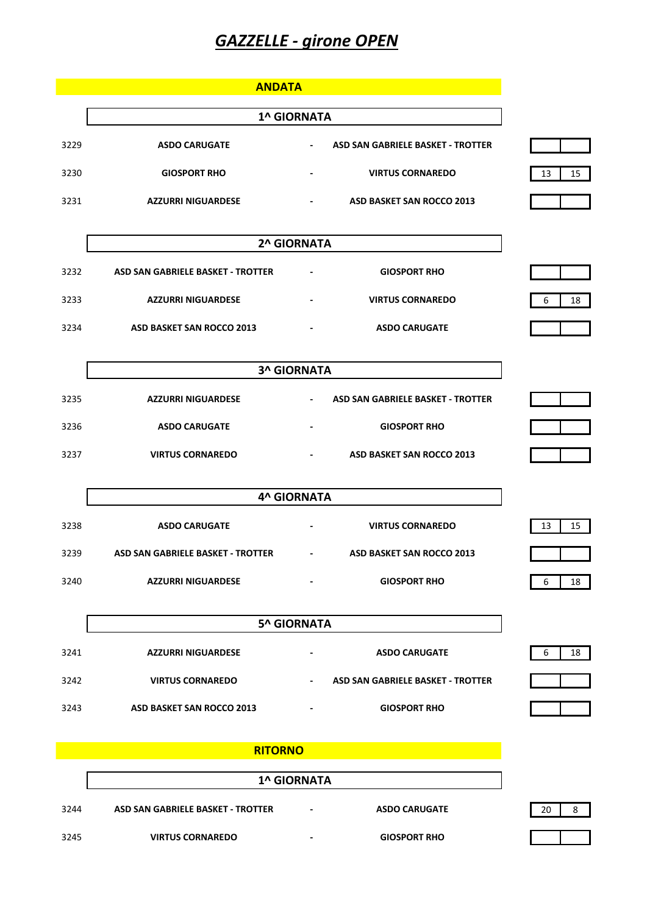# *GAZZELLE - girone OPEN*

## ANDATA

### 1^ GIORNATA

| N. | Casa | | Ospite | | |
|---|---|---|---|---|---|
| 3229 | ASDO CARUGATE | - | ASD SAN GABRIELE BASKET - TROTTER | | |
| 3230 | GIOSPORT RHO | - | VIRTUS CORNAREDO | 13 | 15 |
| 3231 | AZZURRI NIGUARDESE | - | ASD BASKET SAN ROCCO 2013 | | |

### 2^ GIORNATA

| N. | Casa | | Ospite | | |
|---|---|---|---|---|---|
| 3232 | ASD SAN GABRIELE BASKET - TROTTER | - | GIOSPORT RHO | | |
| 3233 | AZZURRI NIGUARDESE | - | VIRTUS CORNAREDO | 6 | 18 |
| 3234 | ASD BASKET SAN ROCCO 2013 | - | ASDO CARUGATE | | |

### 3^ GIORNATA

| N. | Casa | | Ospite | | |
|---|---|---|---|---|---|
| 3235 | AZZURRI NIGUARDESE | - | ASD SAN GABRIELE BASKET - TROTTER | | |
| 3236 | ASDO CARUGATE | - | GIOSPORT RHO | | |
| 3237 | VIRTUS CORNAREDO | - | ASD BASKET SAN ROCCO 2013 | | |

### 4^ GIORNATA

| N. | Casa | | Ospite | | |
|---|---|---|---|---|---|
| 3238 | ASDO CARUGATE | - | VIRTUS CORNAREDO | 13 | 15 |
| 3239 | ASD SAN GABRIELE BASKET - TROTTER | - | ASD BASKET SAN ROCCO 2013 | | |
| 3240 | AZZURRI NIGUARDESE | - | GIOSPORT RHO | 6 | 18 |

### 5^ GIORNATA

| N. | Casa | | Ospite | | |
|---|---|---|---|---|---|
| 3241 | AZZURRI NIGUARDESE | - | ASDO CARUGATE | 6 | 18 |
| 3242 | VIRTUS CORNAREDO | - | ASD SAN GABRIELE BASKET - TROTTER | | |
| 3243 | ASD BASKET SAN ROCCO 2013 | - | GIOSPORT RHO | | |

## RITORNO

### 1^ GIORNATA

| N. | Casa | | Ospite | | |
|---|---|---|---|---|---|
| 3244 | ASD SAN GABRIELE BASKET - TROTTER | - | ASDO CARUGATE | 20 | 8 |
| 3245 | VIRTUS CORNAREDO | - | GIOSPORT RHO | | |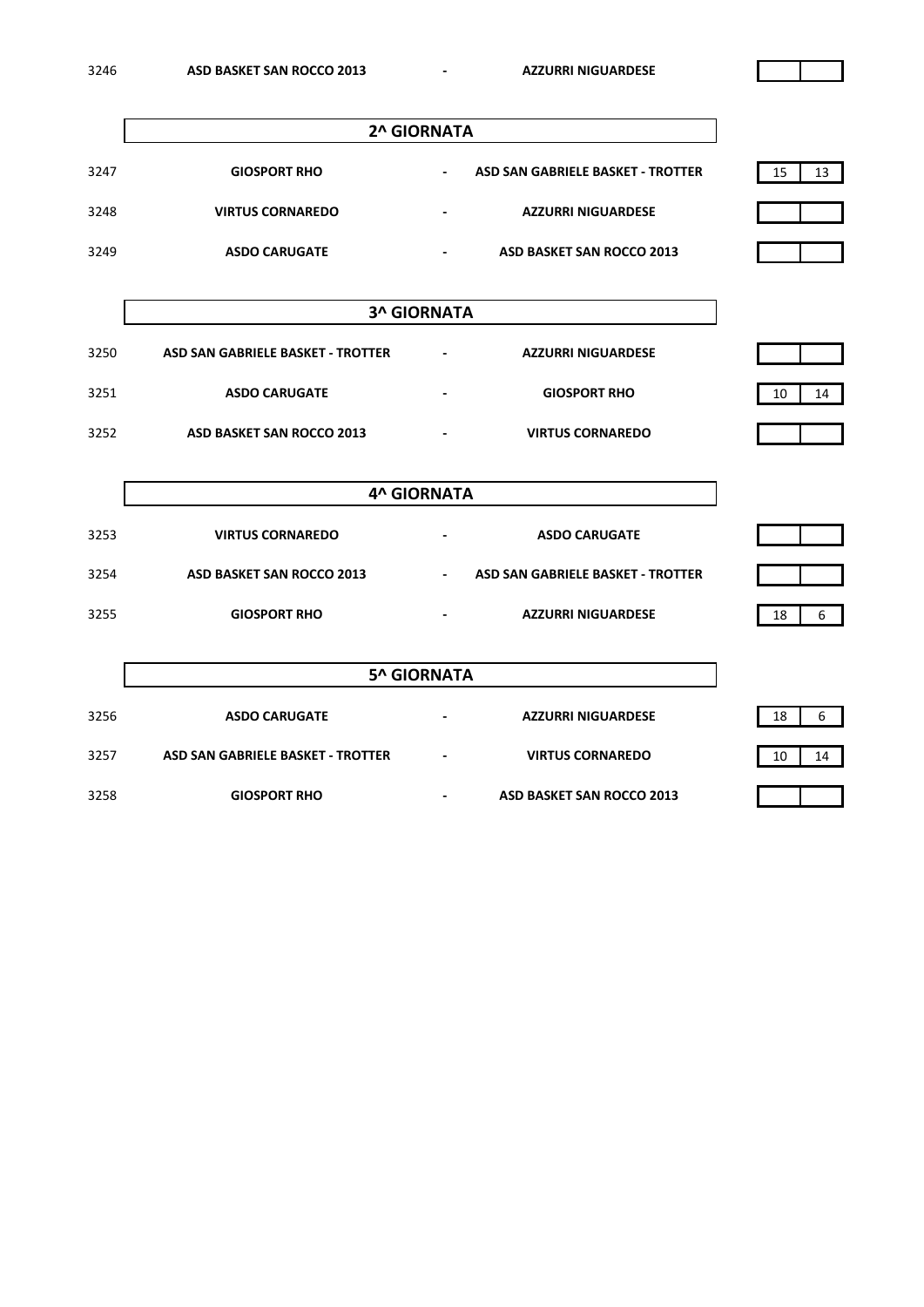| | | | | | |
|---|---|---|---|---|---|
| 3246 | ASD BASKET SAN ROCCO 2013 | - | AZZURRI NIGUARDESE | | |

## 2^ GIORNATA

| | | | | | |
|---|---|---|---|---|---|
| 3247 | GIOSPORT RHO | - | ASD SAN GABRIELE BASKET - TROTTER | 15 | 13 |
| 3248 | VIRTUS CORNAREDO | - | AZZURRI NIGUARDESE | | |
| 3249 | ASDO CARUGATE | - | ASD BASKET SAN ROCCO 2013 | | |

## 3^ GIORNATA

| | | | | | |
|---|---|---|---|---|---|
| 3250 | ASD SAN GABRIELE BASKET - TROTTER | - | AZZURRI NIGUARDESE | | |
| 3251 | ASDO CARUGATE | - | GIOSPORT RHO | 10 | 14 |
| 3252 | ASD BASKET SAN ROCCO 2013 | - | VIRTUS CORNAREDO | | |

## 4^ GIORNATA

| | | | | | |
|---|---|---|---|---|---|
| 3253 | VIRTUS CORNAREDO | - | ASDO CARUGATE | | |
| 3254 | ASD BASKET SAN ROCCO 2013 | - | ASD SAN GABRIELE BASKET - TROTTER | | |
| 3255 | GIOSPORT RHO | - | AZZURRI NIGUARDESE | 18 | 6 |

## 5^ GIORNATA

| | | | | | |
|---|---|---|---|---|---|
| 3256 | ASDO CARUGATE | - | AZZURRI NIGUARDESE | 18 | 6 |
| 3257 | ASD SAN GABRIELE BASKET - TROTTER | - | VIRTUS CORNAREDO | 10 | 14 |
| 3258 | GIOSPORT RHO | - | ASD BASKET SAN ROCCO 2013 | | |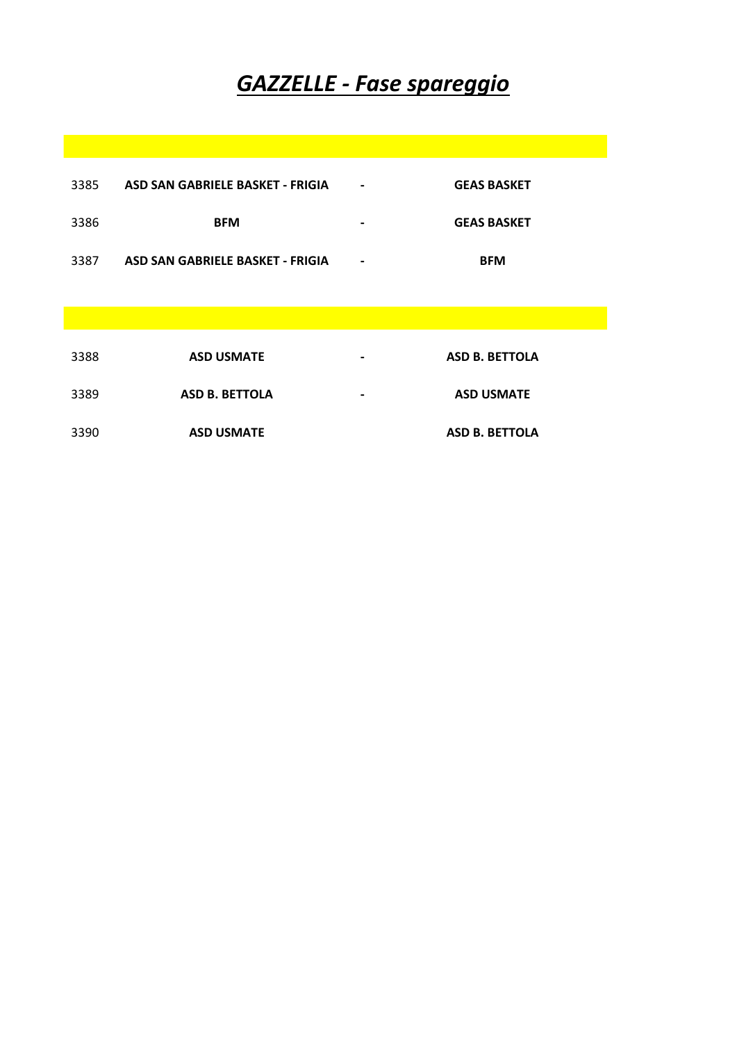# *GAZZELLE - Fase spareggio*

| | | | |
|---|---|---|---|
| 3385 | ASD SAN GABRIELE BASKET - FRIGIA | - | GEAS BASKET |
| 3386 | BFM | - | GEAS BASKET |
| 3387 | ASD SAN GABRIELE BASKET - FRIGIA | - | BFM |

| | | | |
|---|---|---|---|
| 3388 | ASD USMATE | - | ASD B. BETTOLA |
| 3389 | ASD B. BETTOLA | - | ASD USMATE |
| 3390 | ASD USMATE | | ASD B. BETTOLA |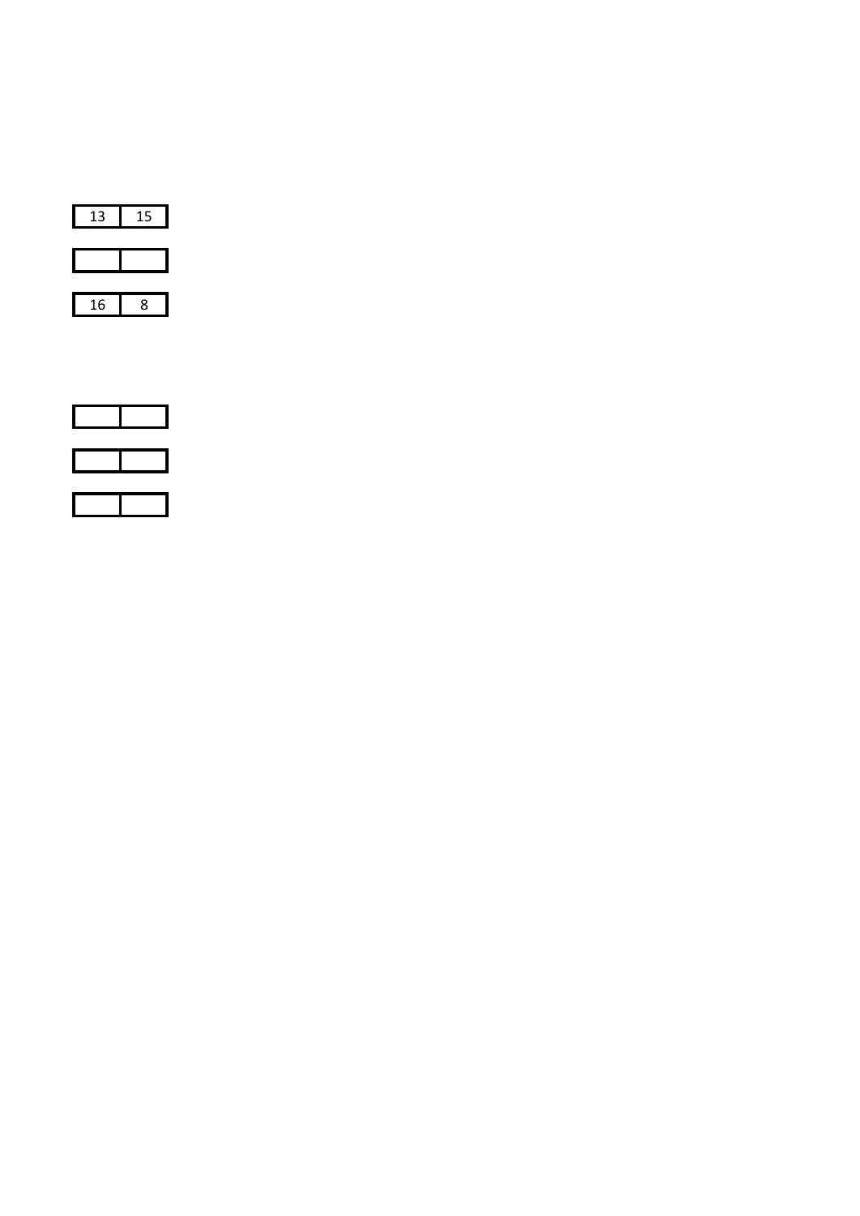| | |
|---|---|
| 13 | 15 |

| | |
|---|---|
| | |

| | |
|---|---|
| 16 | 8 |

| | |
|---|---|
| | |

| | |
|---|---|
| | |

| | |
|---|---|
| | |